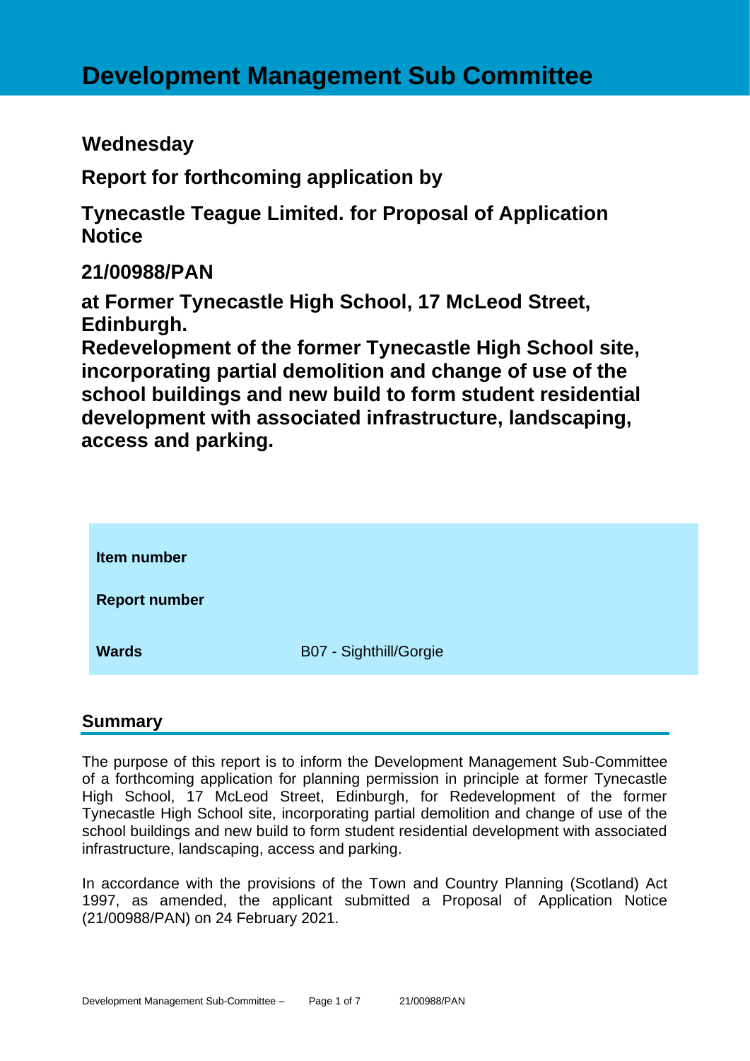# Development Management Sub Committee

## Wednesday

## Report for forthcoming application by

## Tynecastle Teague Limited. for Proposal of Application Notice

## 21/00988/PAN

## at Former Tynecastle High School, 17 McLeod Street, Edinburgh. Redevelopment of the former Tynecastle High School site, incorporating partial demolition and change of use of the school buildings and new build to form student residential development with associated infrastructure, landscaping, access and parking.

| | |
|---|---|
| **Item number** | |
| **Report number** | |
| **Wards** | B07 - Sighthill/Gorgie |

## Summary

The purpose of this report is to inform the Development Management Sub-Committee of a forthcoming application for planning permission in principle at former Tynecastle High School, 17 McLeod Street, Edinburgh, for Redevelopment of the former Tynecastle High School site, incorporating partial demolition and change of use of the school buildings and new build to form student residential development with associated infrastructure, landscaping, access and parking.

In accordance with the provisions of the Town and Country Planning (Scotland) Act 1997, as amended, the applicant submitted a Proposal of Application Notice (21/00988/PAN) on 24 February 2021.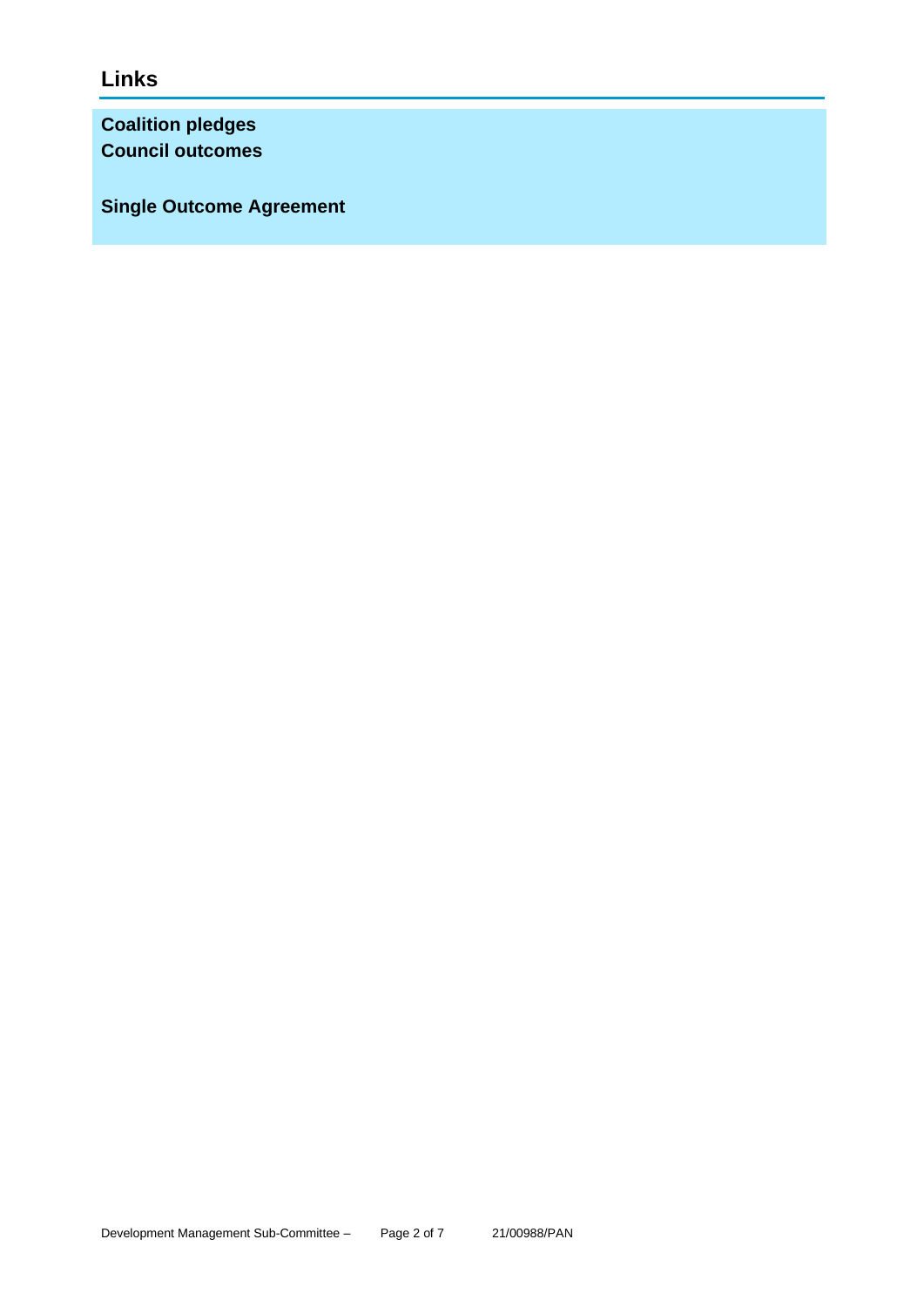## Links

**Coalition pledges**
**Council outcomes**

**Single Outcome Agreement**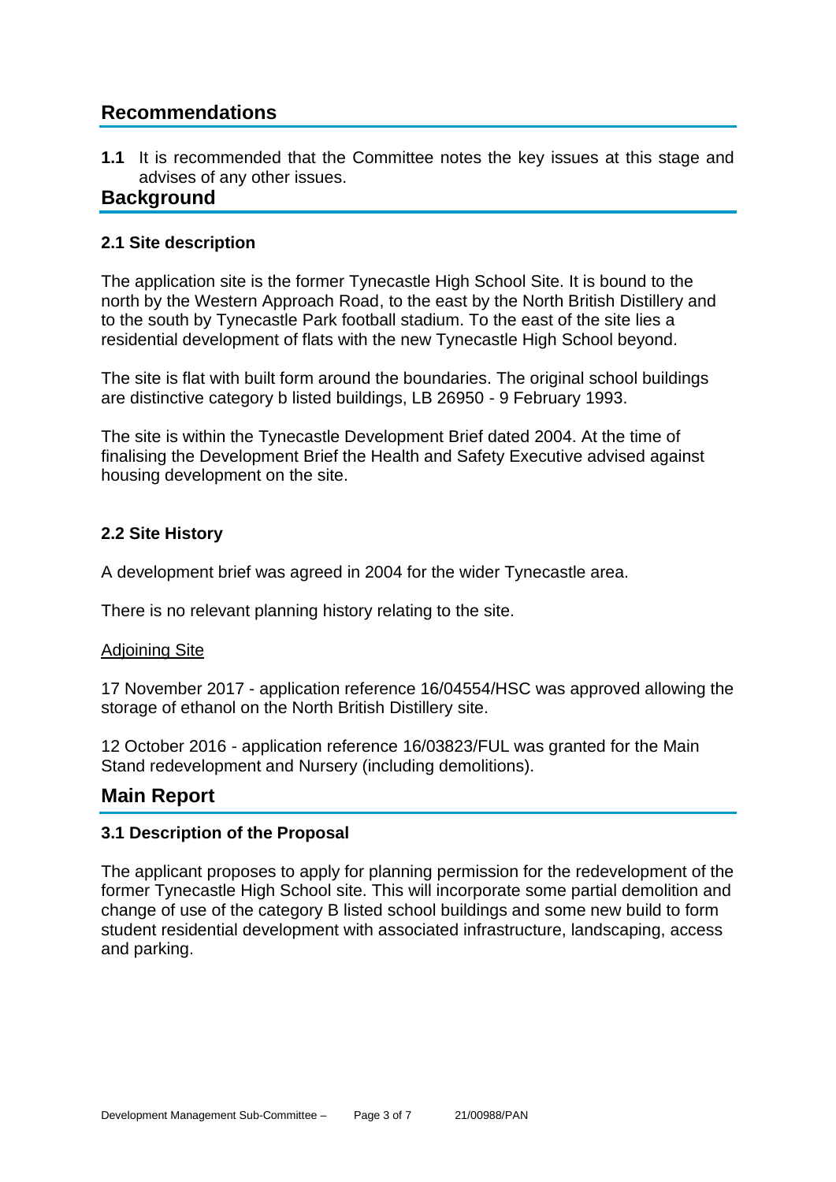## Recommendations

**1.1** It is recommended that the Committee notes the key issues at this stage and advises of any other issues.

## Background

### 2.1 Site description

The application site is the former Tynecastle High School Site. It is bound to the north by the Western Approach Road, to the east by the North British Distillery and to the south by Tynecastle Park football stadium. To the east of the site lies a residential development of flats with the new Tynecastle High School beyond.

The site is flat with built form around the boundaries. The original school buildings are distinctive category b listed buildings, LB 26950 - 9 February 1993.

The site is within the Tynecastle Development Brief dated 2004. At the time of finalising the Development Brief the Health and Safety Executive advised against housing development on the site.

### 2.2 Site History

A development brief was agreed in 2004 for the wider Tynecastle area.

There is no relevant planning history relating to the site.

Adjoining Site

17 November 2017 - application reference 16/04554/HSC was approved allowing the storage of ethanol on the North British Distillery site.

12 October 2016 - application reference 16/03823/FUL was granted for the Main Stand redevelopment and Nursery (including demolitions).

## Main Report

### 3.1 Description of the Proposal

The applicant proposes to apply for planning permission for the redevelopment of the former Tynecastle High School site. This will incorporate some partial demolition and change of use of the category B listed school buildings and some new build to form student residential development with associated infrastructure, landscaping, access and parking.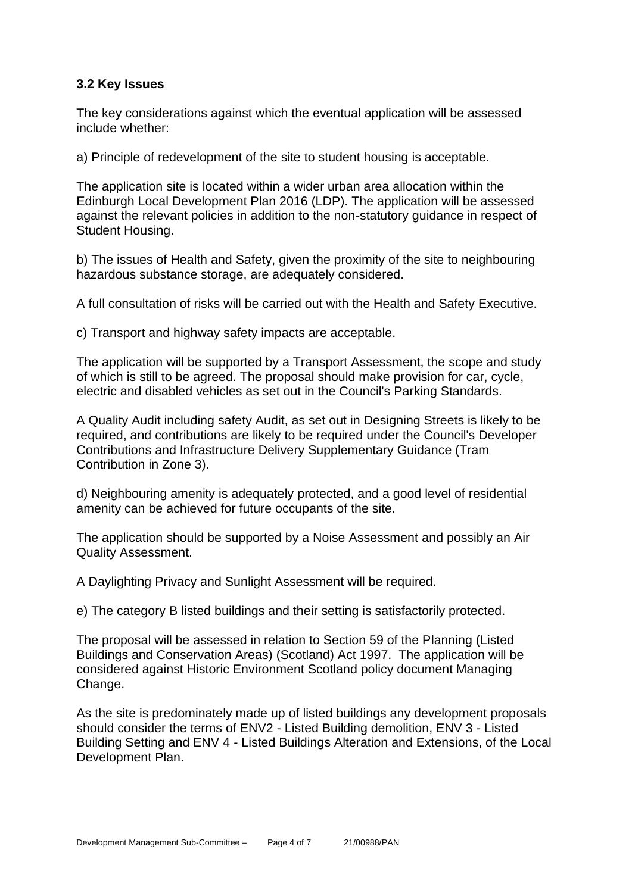### 3.2 Key Issues

The key considerations against which the eventual application will be assessed include whether:

a) Principle of redevelopment of the site to student housing is acceptable.

The application site is located within a wider urban area allocation within the Edinburgh Local Development Plan 2016 (LDP). The application will be assessed against the relevant policies in addition to the non-statutory guidance in respect of Student Housing.

b) The issues of Health and Safety, given the proximity of the site to neighbouring hazardous substance storage, are adequately considered.

A full consultation of risks will be carried out with the Health and Safety Executive.

c) Transport and highway safety impacts are acceptable.

The application will be supported by a Transport Assessment, the scope and study of which is still to be agreed. The proposal should make provision for car, cycle, electric and disabled vehicles as set out in the Council's Parking Standards.

A Quality Audit including safety Audit, as set out in Designing Streets is likely to be required, and contributions are likely to be required under the Council's Developer Contributions and Infrastructure Delivery Supplementary Guidance (Tram Contribution in Zone 3).

d) Neighbouring amenity is adequately protected, and a good level of residential amenity can be achieved for future occupants of the site.

The application should be supported by a Noise Assessment and possibly an Air Quality Assessment.

A Daylighting Privacy and Sunlight Assessment will be required.

e) The category B listed buildings and their setting is satisfactorily protected.

The proposal will be assessed in relation to Section 59 of the Planning (Listed Buildings and Conservation Areas) (Scotland) Act 1997. The application will be considered against Historic Environment Scotland policy document Managing Change.

As the site is predominately made up of listed buildings any development proposals should consider the terms of ENV2 - Listed Building demolition, ENV 3 - Listed Building Setting and ENV 4 - Listed Buildings Alteration and Extensions, of the Local Development Plan.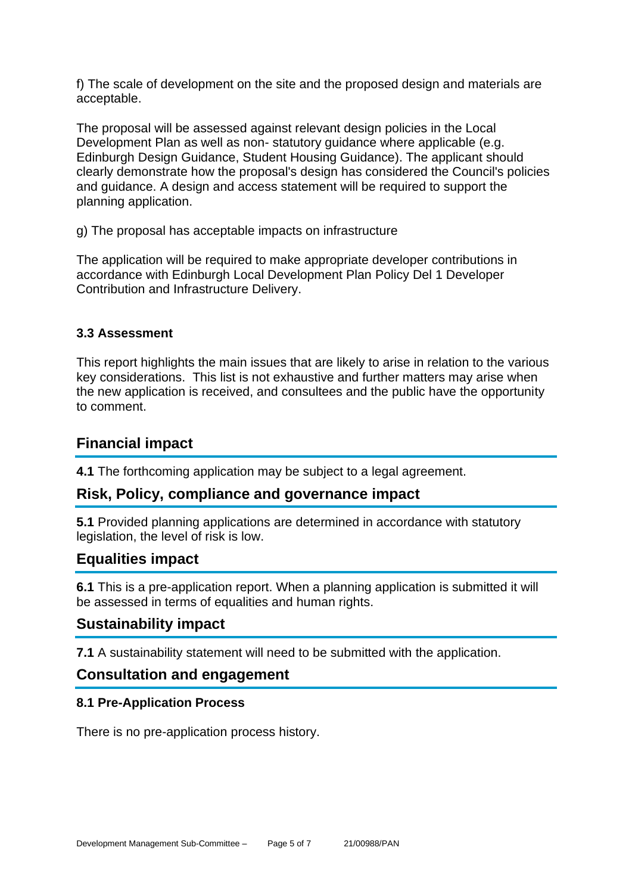f) The scale of development on the site and the proposed design and materials are acceptable.

The proposal will be assessed against relevant design policies in the Local Development Plan as well as non- statutory guidance where applicable (e.g. Edinburgh Design Guidance, Student Housing Guidance). The applicant should clearly demonstrate how the proposal's design has considered the Council's policies and guidance. A design and access statement will be required to support the planning application.

g) The proposal has acceptable impacts on infrastructure

The application will be required to make appropriate developer contributions in accordance with Edinburgh Local Development Plan Policy Del 1 Developer Contribution and Infrastructure Delivery.

### 3.3 Assessment

This report highlights the main issues that are likely to arise in relation to the various key considerations. This list is not exhaustive and further matters may arise when the new application is received, and consultees and the public have the opportunity to comment.

## Financial impact

**4.1** The forthcoming application may be subject to a legal agreement.

## Risk, Policy, compliance and governance impact

**5.1** Provided planning applications are determined in accordance with statutory legislation, the level of risk is low.

## Equalities impact

**6.1** This is a pre-application report. When a planning application is submitted it will be assessed in terms of equalities and human rights.

## Sustainability impact

**7.1** A sustainability statement will need to be submitted with the application.

## Consultation and engagement

### 8.1 Pre-Application Process

There is no pre-application process history.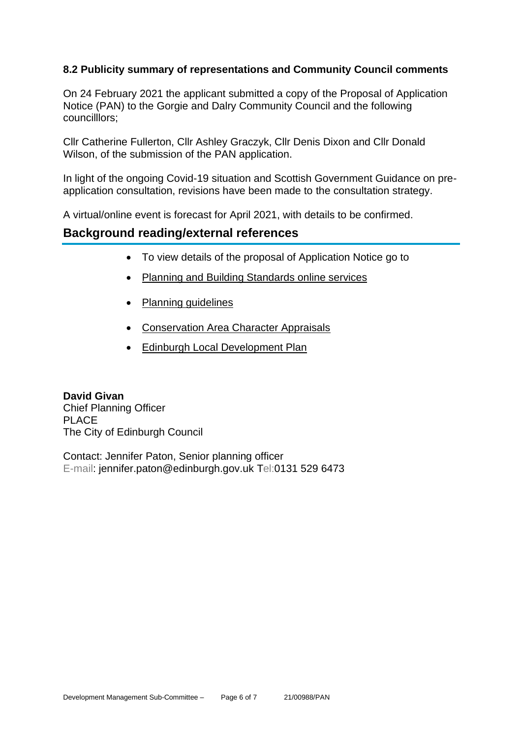### 8.2 Publicity summary of representations and Community Council comments

On 24 February 2021 the applicant submitted a copy of the Proposal of Application Notice (PAN) to the Gorgie and Dalry Community Council and the following councilllors;

Cllr Catherine Fullerton, Cllr Ashley Graczyk, Cllr Denis Dixon and Cllr Donald Wilson, of the submission of the PAN application.

In light of the ongoing Covid-19 situation and Scottish Government Guidance on pre-application consultation, revisions have been made to the consultation strategy.

A virtual/online event is forecast for April 2021, with details to be confirmed.

## Background reading/external references

- To view details of the proposal of Application Notice go to
- Planning and Building Standards online services
- Planning guidelines
- Conservation Area Character Appraisals
- Edinburgh Local Development Plan

**David Givan**
Chief Planning Officer
PLACE
The City of Edinburgh Council

Contact: Jennifer Paton, Senior planning officer
E-mail: jennifer.paton@edinburgh.gov.uk Tel:0131 529 6473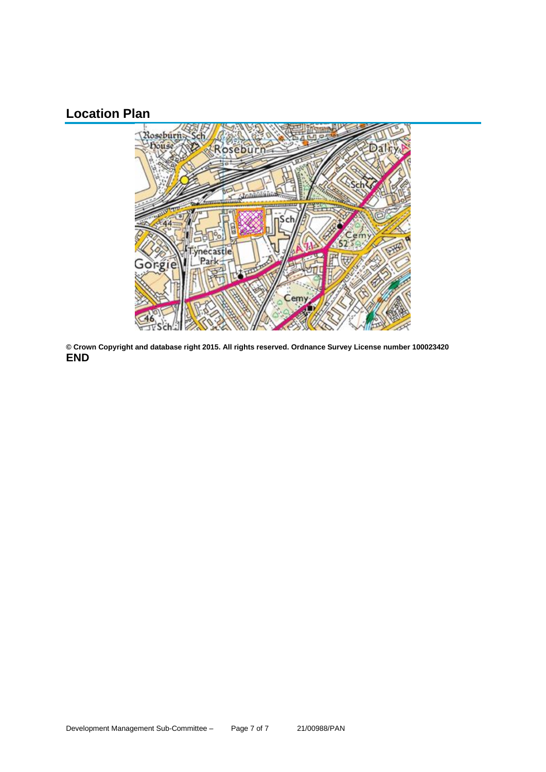## Location Plan

**© Crown Copyright and database right 2015. All rights reserved. Ordnance Survey License number 100023420**

**END**